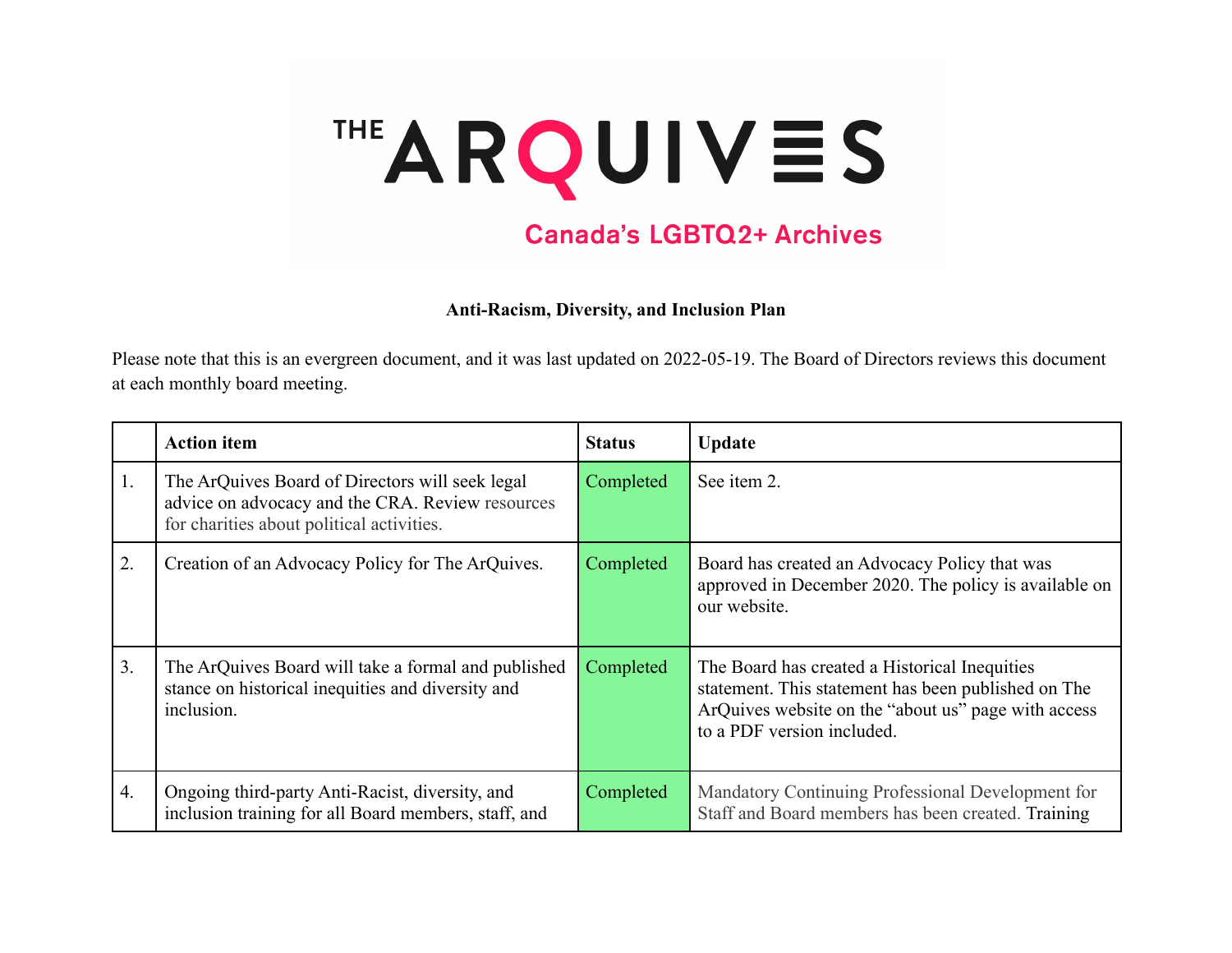# THE ARQUIVES

Canada's LGBTQ2+ Archives

**Anti-Racism, Diversity, and Inclusion Plan**

Please note that this is an evergreen document, and it was last updated on 2022-05-19. The Board of Directors reviews this document at each monthly board meeting.

| | Action item | Status | Update |
|---|---|---|---|
| 1. | The ArQuives Board of Directors will seek legal advice on advocacy and the CRA. Review resources for charities about political activities. | Completed | See item 2. |
| 2. | Creation of an Advocacy Policy for The ArQuives. | Completed | Board has created an Advocacy Policy that was approved in December 2020. The policy is available on our website. |
| 3. | The ArQuives Board will take a formal and published stance on historical inequities and diversity and inclusion. | Completed | The Board has created a Historical Inequities statement. This statement has been published on The ArQuives website on the "about us" page with access to a PDF version included. |
| 4. | Ongoing third-party Anti-Racist, diversity, and inclusion training for all Board members, staff, and | Completed | Mandatory Continuing Professional Development for Staff and Board members has been created. Training |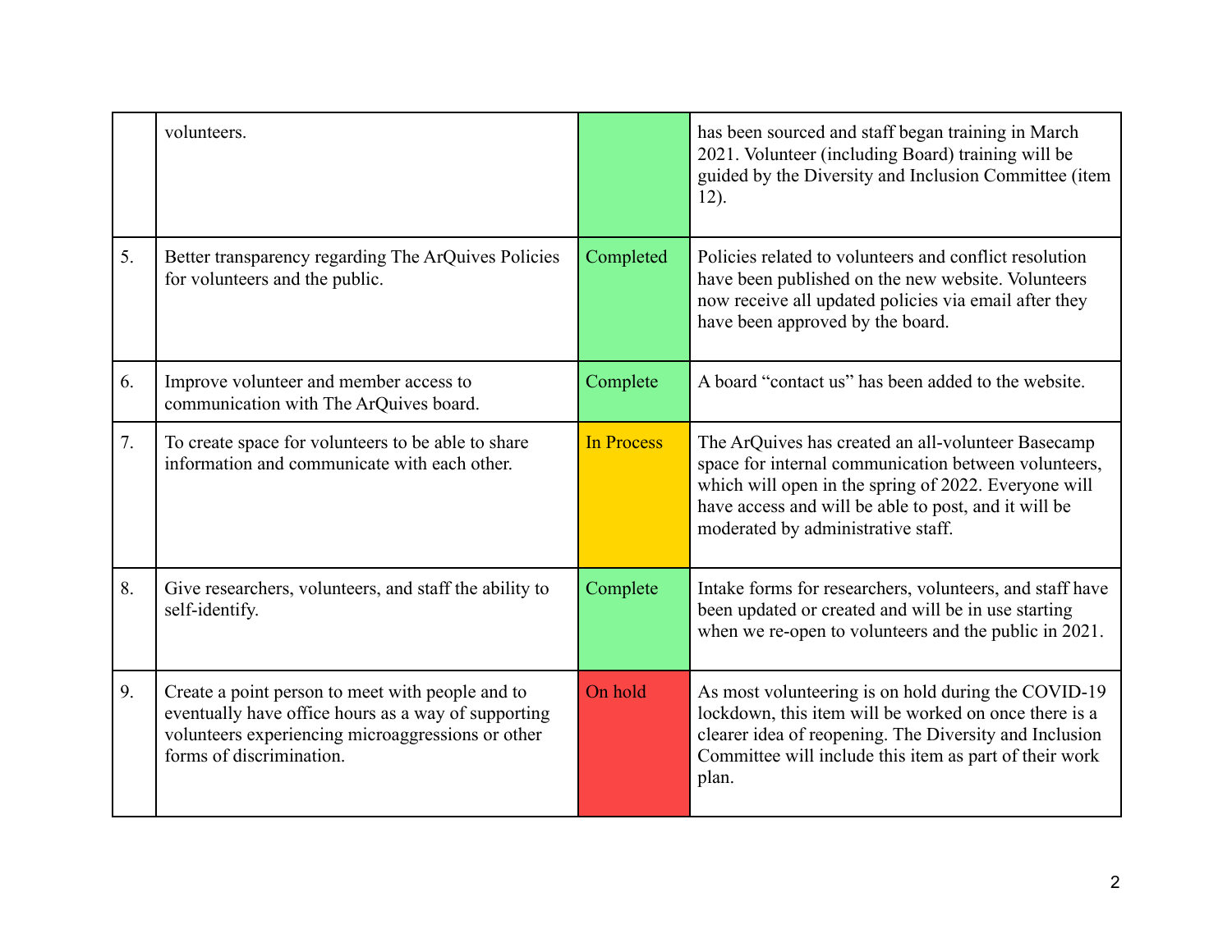| | | | |
|---|---|---|---|
| | volunteers. | | has been sourced and staff began training in March 2021. Volunteer (including Board) training will be guided by the Diversity and Inclusion Committee (item 12). |
| 5. | Better transparency regarding The ArQuives Policies for volunteers and the public. | Completed | Policies related to volunteers and conflict resolution have been published on the new website. Volunteers now receive all updated policies via email after they have been approved by the board. |
| 6. | Improve volunteer and member access to communication with The ArQuives board. | Complete | A board “contact us” has been added to the website. |
| 7. | To create space for volunteers to be able to share information and communicate with each other. | In Process | The ArQuives has created an all-volunteer Basecamp space for internal communication between volunteers, which will open in the spring of 2022. Everyone will have access and will be able to post, and it will be moderated by administrative staff. |
| 8. | Give researchers, volunteers, and staff the ability to self-identify. | Complete | Intake forms for researchers, volunteers, and staff have been updated or created and will be in use starting when we re-open to volunteers and the public in 2021. |
| 9. | Create a point person to meet with people and to eventually have office hours as a way of supporting volunteers experiencing microaggressions or other forms of discrimination. | On hold | As most volunteering is on hold during the COVID-19 lockdown, this item will be worked on once there is a clearer idea of reopening. The Diversity and Inclusion Committee will include this item as part of their work plan. |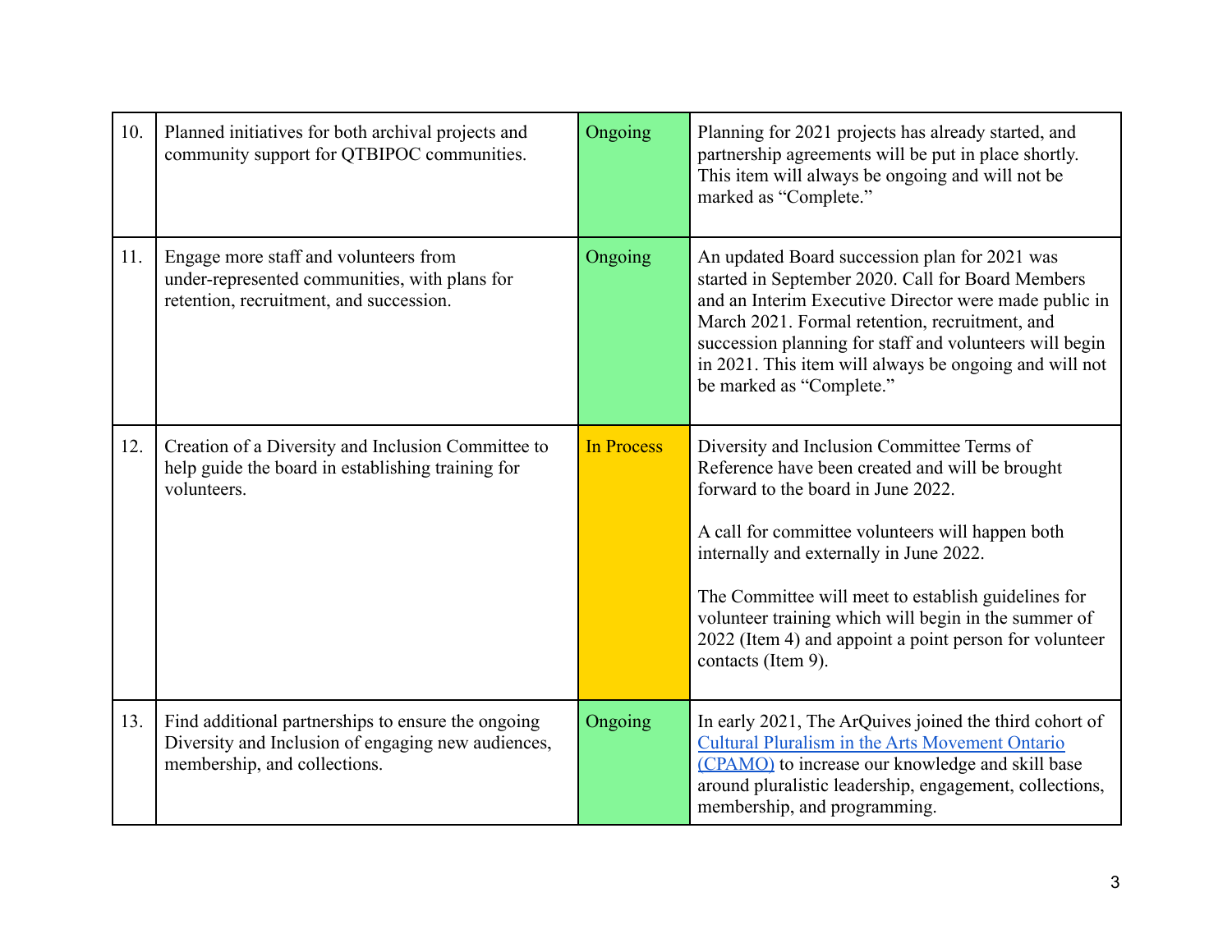| | | | |
|---|---|---|---|
| 10. | Planned initiatives for both archival projects and community support for QTBIPOC communities. | Ongoing | Planning for 2021 projects has already started, and partnership agreements will be put in place shortly. This item will always be ongoing and will not be marked as “Complete.” |
| 11. | Engage more staff and volunteers from under-represented communities, with plans for retention, recruitment, and succession. | Ongoing | An updated Board succession plan for 2021 was started in September 2020. Call for Board Members and an Interim Executive Director were made public in March 2021. Formal retention, recruitment, and succession planning for staff and volunteers will begin in 2021. This item will always be ongoing and will not be marked as “Complete.” |
| 12. | Creation of a Diversity and Inclusion Committee to help guide the board in establishing training for volunteers. | In Process | Diversity and Inclusion Committee Terms of Reference have been created and will be brought forward to the board in June 2022.<br><br>A call for committee volunteers will happen both internally and externally in June 2022.<br><br>The Committee will meet to establish guidelines for volunteer training which will begin in the summer of 2022 (Item 4) and appoint a point person for volunteer contacts (Item 9). |
| 13. | Find additional partnerships to ensure the ongoing Diversity and Inclusion of engaging new audiences, membership, and collections. | Ongoing | In early 2021, The ArQuives joined the third cohort of Cultural Pluralism in the Arts Movement Ontario (CPAMO) to increase our knowledge and skill base around pluralistic leadership, engagement, collections, membership, and programming. |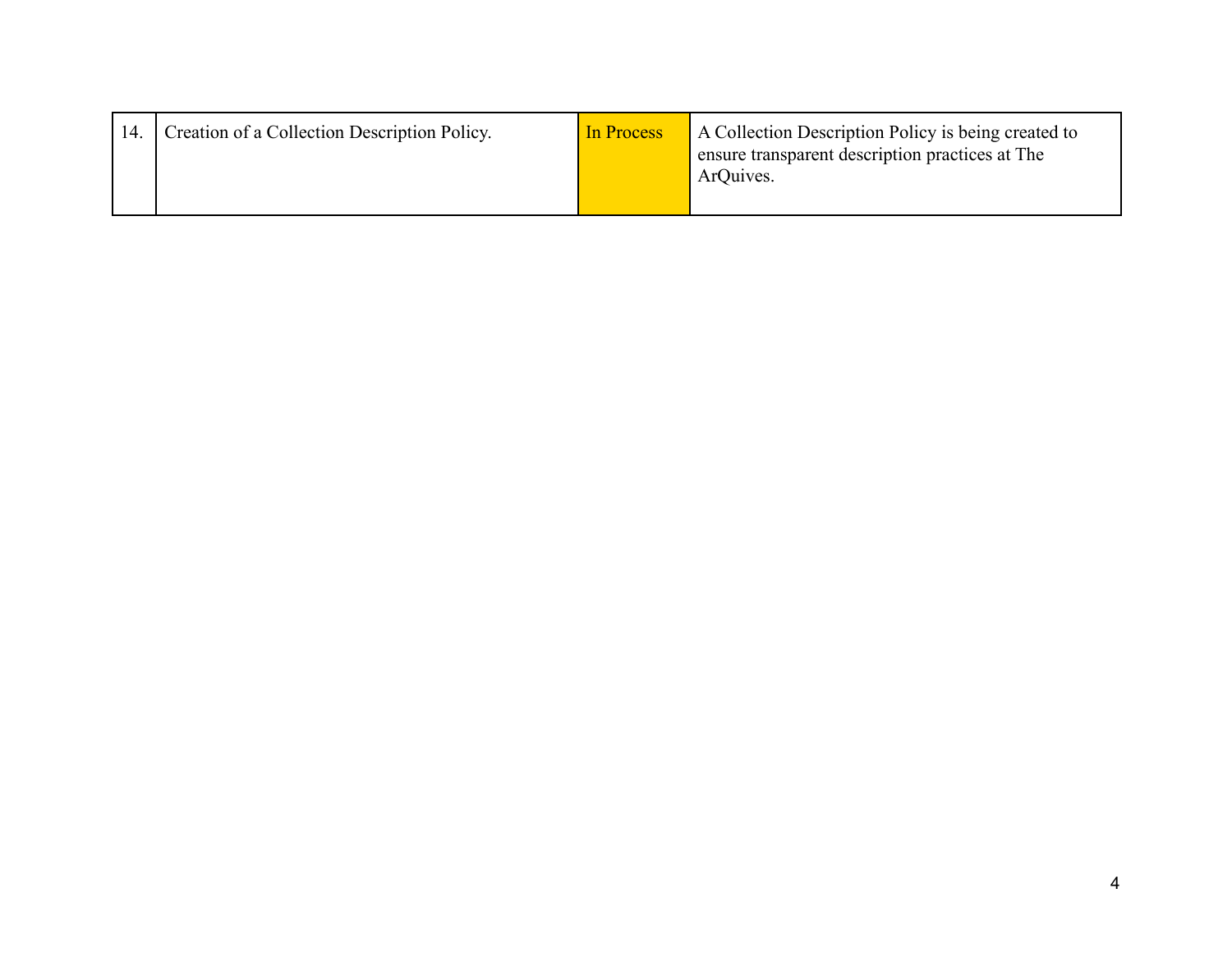| | | | |
|---|---|---|---|
| 14. | Creation of a Collection Description Policy. | In Process | A Collection Description Policy is being created to ensure transparent description practices at The ArQuives. |